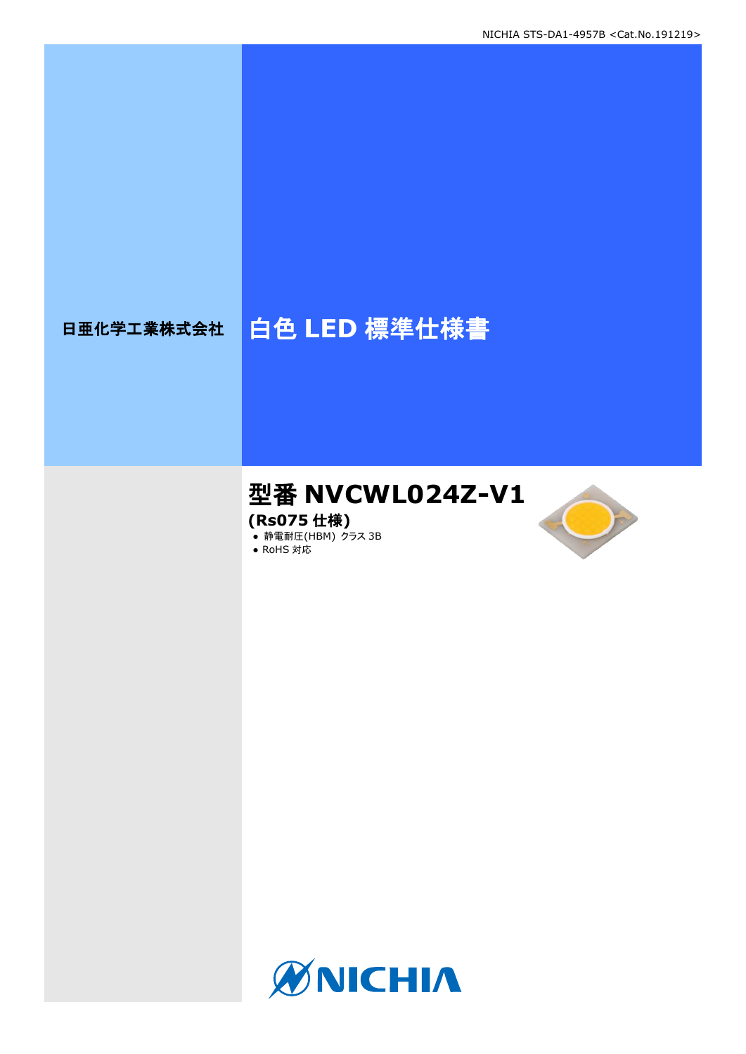日亜化学工業株式会社

# 白色 LED 標準仕様書

## 型番 NVCWL024Z-V1

**(Rs075 仕様)**

- 静電耐圧(HBM) クラス 3B
- RoHS 対応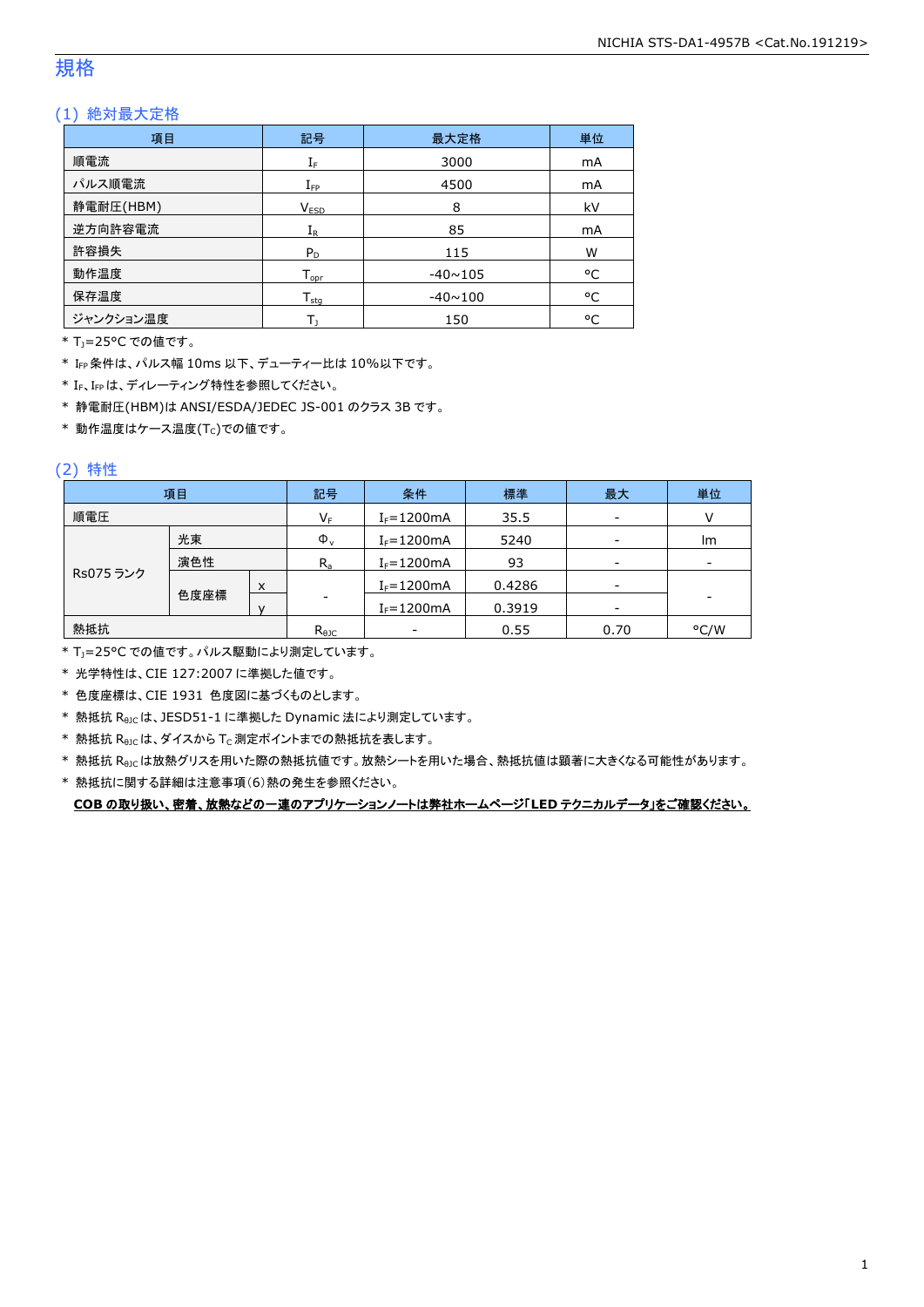# 規格

## (1) 絶対最大定格

| 項目 | 記号 | 最大定格 | 単位 |
|---|---|---|---|
| 順電流 | $I_F$ | 3000 | mA |
| パルス順電流 | $I_{FP}$ | 4500 | mA |
| 静電耐圧(HBM) | $V_{ESD}$ | 8 | kV |
| 逆方向許容電流 | $I_R$ | 85 | mA |
| 許容損失 | $P_D$ | 115 | W |
| 動作温度 | $T_{opr}$ | -40~105 | °C |
| 保存温度 | $T_{stg}$ | -40~100 | °C |
| ジャンクション温度 | $T_J$ | 150 | °C |

* $T_J$=25°C での値です。
* $I_{FP}$ 条件は、パルス幅 10ms 以下、デューティー比は 10%以下です。
* $I_F$、$I_{FP}$ は、ディレーティング特性を参照してください。
* 静電耐圧(HBM)は ANSI/ESDA/JEDEC JS-001 のクラス 3B です。
* 動作温度はケース温度($T_C$)での値です。

## (2) 特性

| 項目 | | | 記号 | 条件 | 標準 | 最大 | 単位 |
|---|---|---|---|---|---|---|---|
| 順電圧 | | | $V_F$ | $I_F$=1200mA | 35.5 | - | V |
| Rs075 ランク | 光束 | | $\Phi_v$ | $I_F$=1200mA | 5240 | - | lm |
| | 演色性 | | $R_a$ | $I_F$=1200mA | 93 | - | - |
| | 色度座標 | x | - | $I_F$=1200mA | 0.4286 | - | - |
| | | y | | $I_F$=1200mA | 0.3919 | - | |
| 熱抵抗 | | | $R_{\theta JC}$ | - | 0.55 | 0.70 | °C/W |

* $T_J$=25°C での値です。パルス駆動により測定しています。
* 光学特性は、CIE 127:2007 に準拠した値です。
* 色度座標は、CIE 1931 色度図に基づくものとします。
* 熱抵抗 $R_{\theta JC}$ は、JESD51-1 に準拠した Dynamic 法により測定しています。
* 熱抵抗 $R_{\theta JC}$ は、ダイスから $T_C$ 測定ポイントまでの熱抵抗を表します。
* 熱抵抗 $R_{\theta JC}$ は放熱グリスを用いた際の熱抵抗値です。放熱シートを用いた場合、熱抵抗値は顕著に大きくなる可能性があります。
* 熱抵抗に関する詳細は注意事項(6)熱の発生を参照ください。

**COB の取り扱い、密着、放熱などの一連のアプリケーションノートは弊社ホームページ「LED テクニカルデータ」をご確認ください。**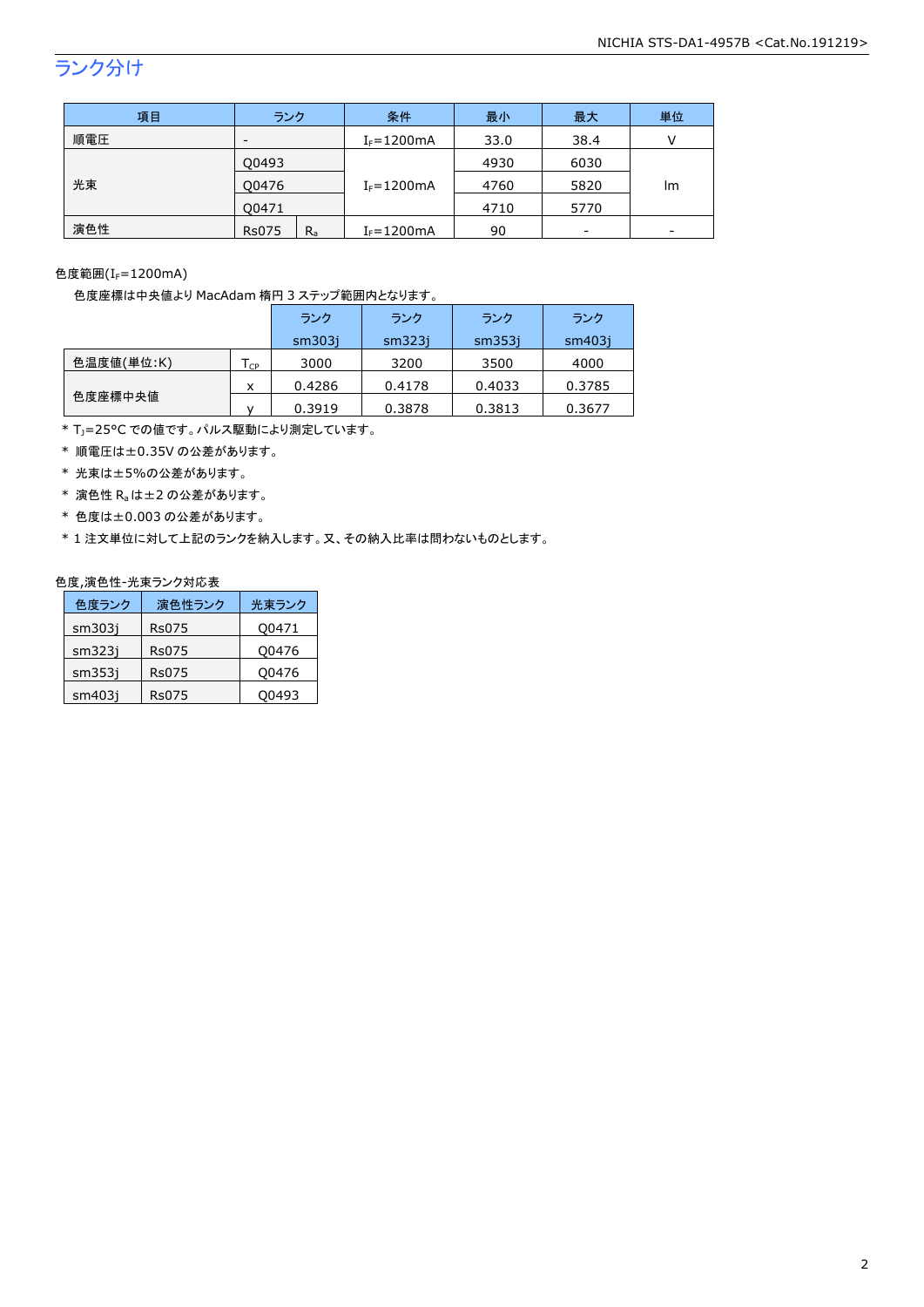## ランク分け

| 項目 | ランク | | 条件 | 最小 | 最大 | 単位 |
|---|---|---|---|---|---|---|
| 順電圧 | - | | $I_F$=1200mA | 33.0 | 38.4 | V |
| 光束 | Q0493 | | $I_F$=1200mA | 4930 | 6030 | lm |
| | Q0476 | | | 4760 | 5820 | |
| | Q0471 | | | 4710 | 5770 | |
| 演色性 | Rs075 | $R_a$ | $I_F$=1200mA | 90 | - | - |

色度範囲($I_F$=1200mA)

色度座標は中央値より MacAdam 楕円 3 ステップ範囲内となります。

| | | ランク sm303j | ランク sm323j | ランク sm353j | ランク sm403j |
|---|---|---|---|---|---|
| 色温度値(単位:K) | $T_{CP}$ | 3000 | 3200 | 3500 | 4000 |
| 色度座標中央値 | x | 0.4286 | 0.4178 | 0.4033 | 0.3785 |
| | y | 0.3919 | 0.3878 | 0.3813 | 0.3677 |

* $T_J$=25°C での値です。パルス駆動により測定しています。
* 順電圧は±0.35V の公差があります。
* 光束は±5%の公差があります。
* 演色性 $R_a$ は±2 の公差があります。
* 色度は±0.003 の公差があります。
* 1 注文単位に対して上記のランクを納入します。又、その納入比率は問わないものとします。

色度,演色性-光束ランク対応表

| 色度ランク | 演色性ランク | 光束ランク |
|---|---|---|
| sm303j | Rs075 | Q0471 |
| sm323j | Rs075 | Q0476 |
| sm353j | Rs075 | Q0476 |
| sm403j | Rs075 | Q0493 |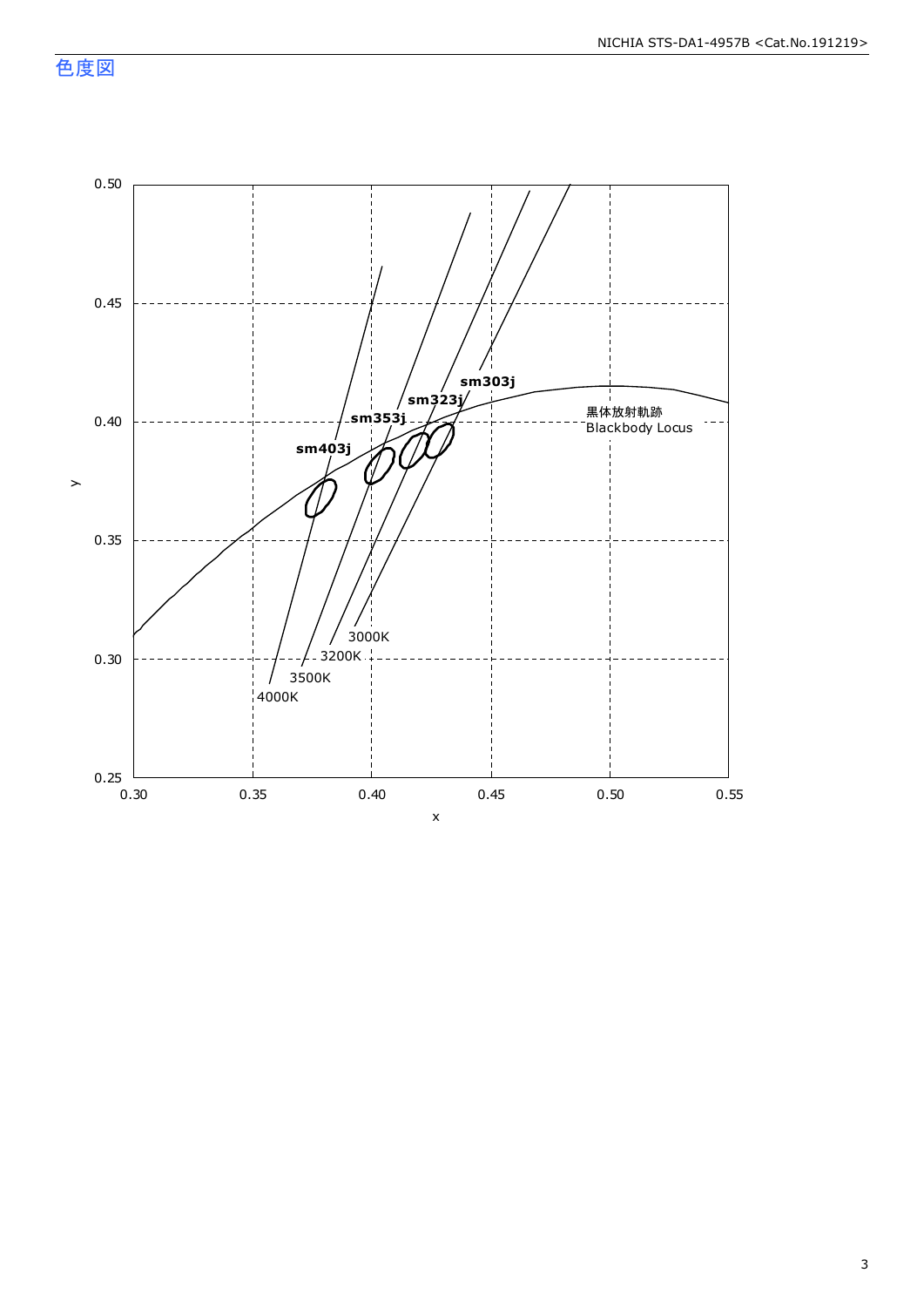## 色度図

0.50

0.45

0.40

0.35

0.30

0.25

y

0.30 0.35 0.40 0.45 0.50 0.55

x

sm303j

sm323j

sm353j

sm403j

黒体放射軌跡
Blackbody Locus

3000K

3200K

3500K

4000K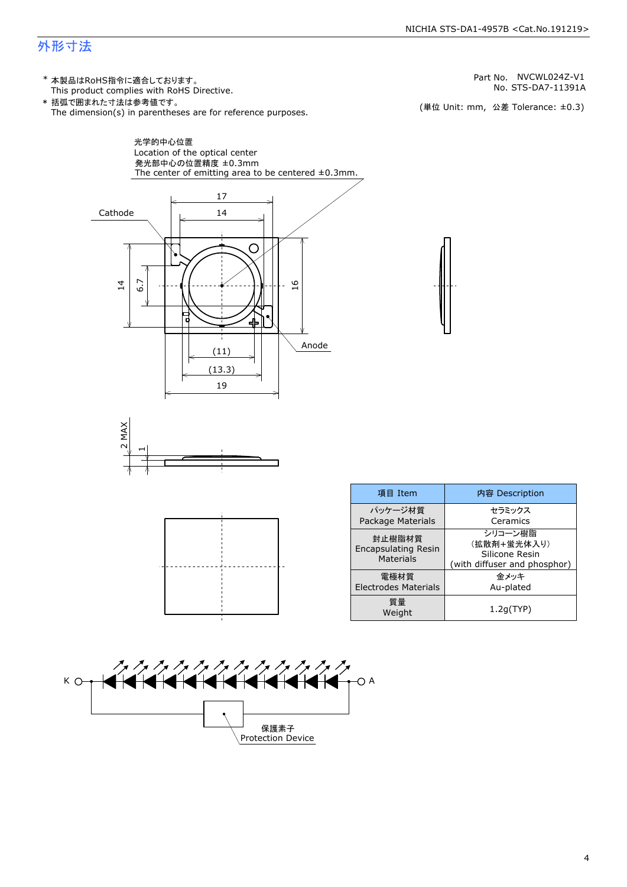# 外形寸法

\* 本製品はRoHS指令に適合しております。
This product complies with RoHS Directive.

\* 括弧で囲まれた寸法は参考値です。
The dimension(s) in parentheses are for reference purposes.

Part No. NVCWL024Z-V1
No. STS-DA7-11391A

(単位 Unit: mm, 公差 Tolerance: ±0.3)

光学的中心位置
Location of the optical center
発光部中心の位置精度 ±0.3mm
The center of emitting area to be centered ±0.3mm.

Cathode

Anode

17
14
14
6.7
16
(11)
(13.3)
19
2 MAX
1

| 項目 Item | 内容 Description |
|---|---|
| パッケージ材質<br>Package Materials | セラミックス<br>Ceramics |
| 封止樹脂材質<br>Encapsulating Resin Materials | シリコーン樹脂<br>(拡散剤+蛍光体入り)<br>Silicone Resin<br>(with diffuser and phosphor) |
| 電極材質<br>Electrodes Materials | 金メッキ<br>Au-plated |
| 質量<br>Weight | 1.2g(TYP) |

K

A

保護素子
Protection Device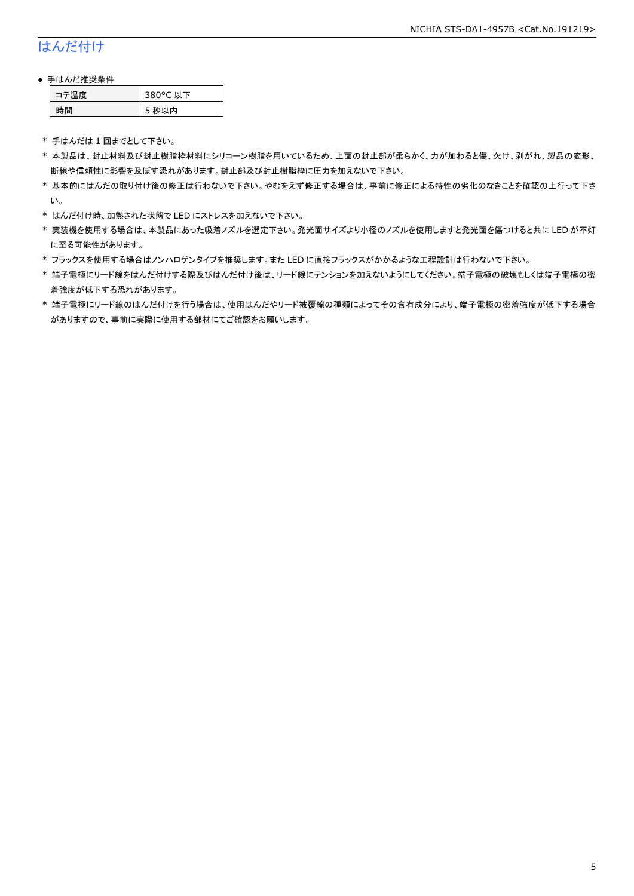# はんだ付け

- 手はんだ推奨条件

| コテ温度 | 380°C 以下 |
| --- | --- |
| 時間 | 5 秒以内 |

* 手はんだは 1 回までとして下さい。
* 本製品は、封止材料及び封止樹脂枠材料にシリコーン樹脂を用いているため、上面の封止部が柔らかく、力が加わると傷、欠け、剥がれ、製品の変形、断線や信頼性に影響を及ぼす恐れがあります。封止部及び封止樹脂枠に圧力を加えないで下さい。
* 基本的にはんだの取り付け後の修正は行わないで下さい。やむをえず修正する場合は、事前に修正による特性の劣化のなきことを確認の上行って下さい。
* はんだ付け時、加熱された状態で LED にストレスを加えないで下さい。
* 実装機を使用する場合は、本製品にあった吸着ノズルを選定下さい。発光面サイズより小径のノズルを使用しますと発光面を傷つけると共に LED が不灯に至る可能性があります。
* フラックスを使用する場合はノンハロゲンタイプを推奨します。また LED に直接フラックスがかかるような工程設計は行わないで下さい。
* 端子電極にリード線をはんだ付けする際及びはんだ付け後は、リード線にテンションを加えないようにしてください。端子電極の破壊もしくは端子電極の密着強度が低下する恐れがあります。
* 端子電極にリード線のはんだ付けを行う場合は、使用はんだやリード被覆線の種類によってその含有成分により、端子電極の密着強度が低下する場合がありますので、事前に実際に使用する部材にてご確認をお願いします。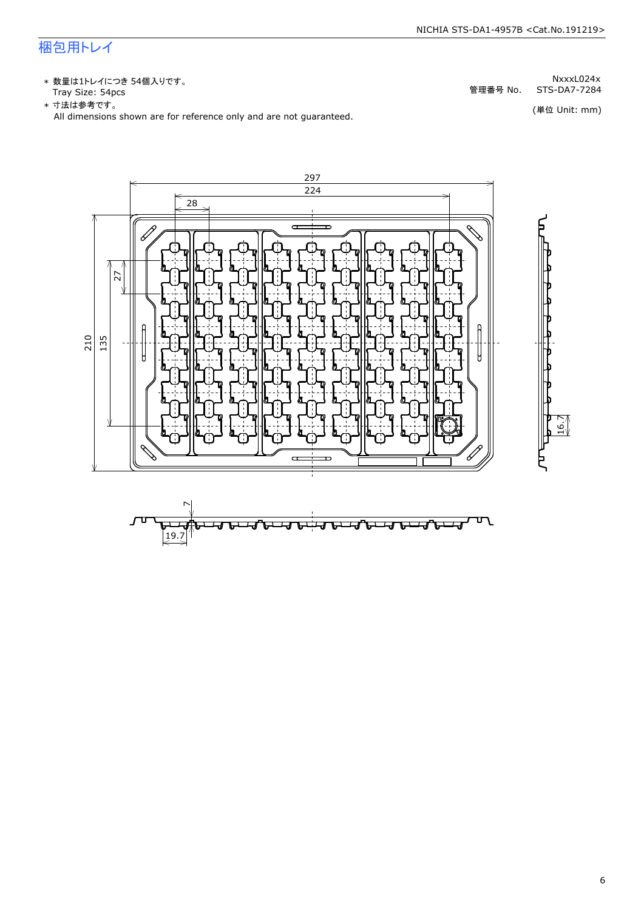# 梱包用トレイ

NxxxL024x

管理番号 No. STS-DA7-7284

(単位 Unit: mm)

- ＊ 数量は1トレイにつき 54個入りです。
  Tray Size: 54pcs
- ＊ 寸法は参考です。
  All dimensions shown are for reference only and are not guaranteed.

297

224

28

27

210

135

16.7

7

19.7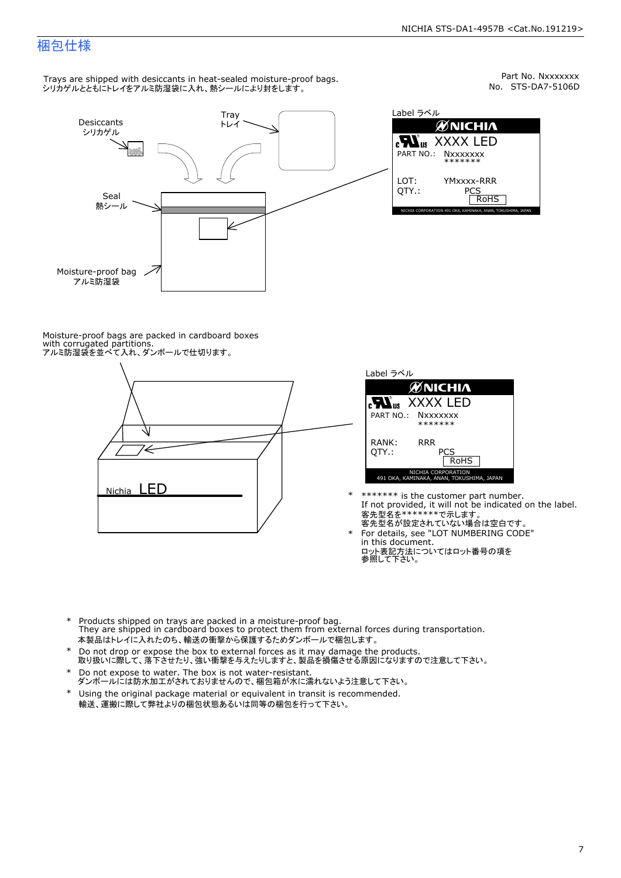# 梱包仕様

Part No. Nxxxxxxx
No. STS-DA7-5106D

Trays are shipped with desiccants in heat-sealed moisture-proof bags.
シリカゲルとともにトレイをアルミ防湿袋に入れ、熱シールにより封をします。

Desiccants
シリカゲル

Tray
トレイ

Seal
熱シール

Moisture-proof bag
アルミ防湿袋

Label ラベル

NICHIA
XXXX LED
PART NO.: Nxxxxxxx
*******
LOT: YMxxxx-RRR
QTY.: PCS
RoHS
NICHIA CORPORATION 491 OKA, KAMINAKA, ANAN, TOKUSHIMA, JAPAN

Moisture-proof bags are packed in cardboard boxes with corrugated partitions.
アルミ防湿袋を並べて入れ、ダンボールで仕切ります。

Label ラベル

NICHIA
XXXX LED
PART NO.: Nxxxxxxx
*******
RANK: RRR
QTY.: PCS
RoHS
NICHIA CORPORATION
491 OKA, KAMINAKA, ANAN, TOKUSHIMA, JAPAN

Nichia LED

* ******* is the customer part number.
  If not provided, it will not be indicated on the label.
  客先型名を*******で示します。
  客先型名が設定されていない場合は空白です。
* For details, see "LOT NUMBERING CODE" in this document.
  ロット表記方法についてはロット番号の項を参照して下さい。

* Products shipped on trays are packed in a moisture-proof bag.
  They are shipped in cardboard boxes to protect them from external forces during transportation.
  本製品はトレイに入れたのち、輸送の衝撃から保護するためダンボールで梱包します。
* Do not drop or expose the box to external forces as it may damage the products.
  取り扱いに際して、落下させたり、強い衝撃を与えたりしますと、製品を損傷させる原因になりますので注意して下さい。
* Do not expose to water. The box is not water-resistant.
  ダンボールには防水加工がされておりませんので、梱包箱が水に濡れないよう注意して下さい。
* Using the original package material or equivalent in transit is recommended.
  輸送、運搬に際して弊社よりの梱包状態あるいは同等の梱包を行って下さい。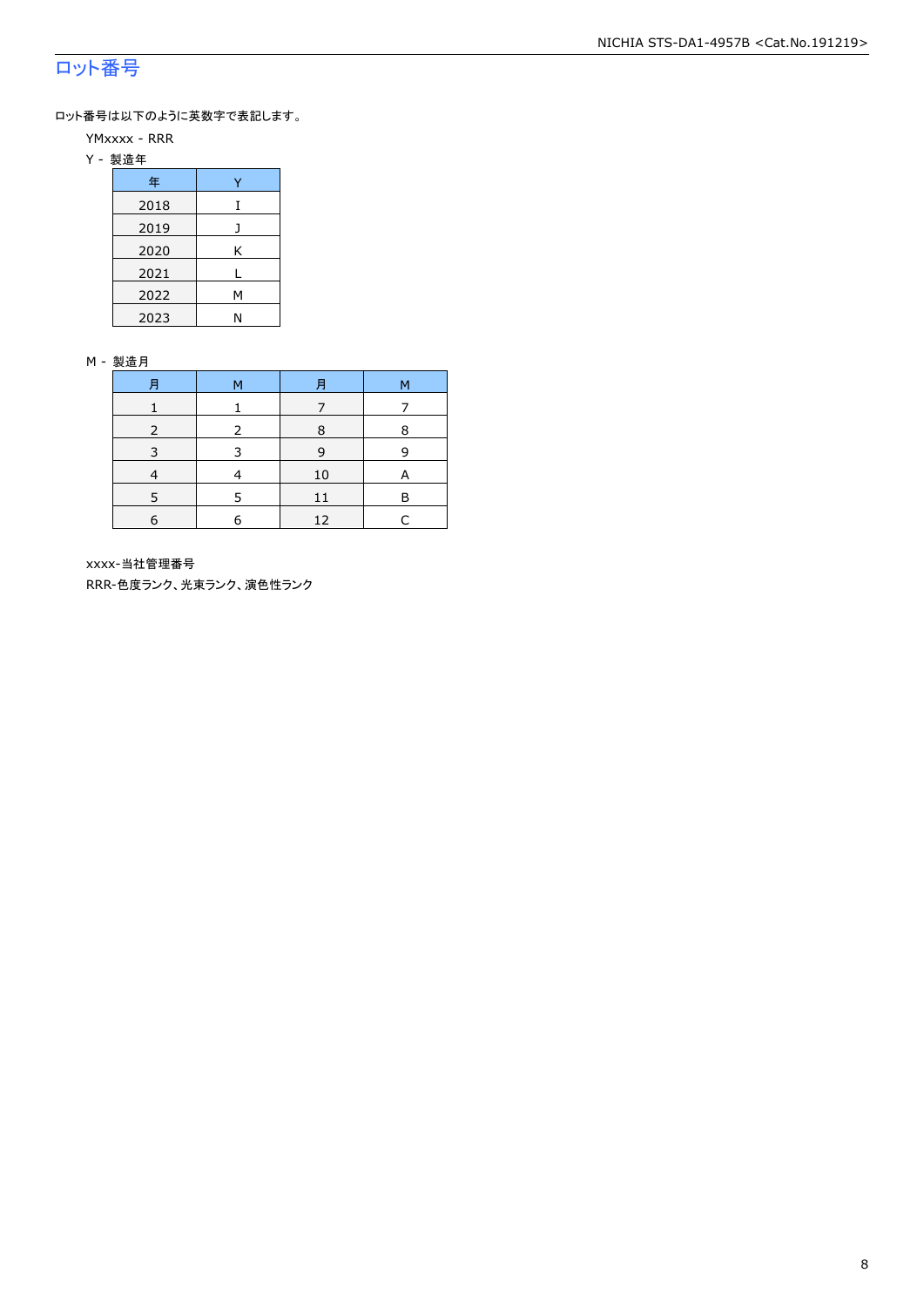# ロット番号

ロット番号は以下のように英数字で表記します。

YMxxxx - RRR

Y - 製造年

| 年 | Y |
|---|---|
| 2018 | I |
| 2019 | J |
| 2020 | K |
| 2021 | L |
| 2022 | M |
| 2023 | N |

M - 製造月

| 月 | M | 月 | M |
|---|---|---|---|
| 1 | 1 | 7 | 7 |
| 2 | 2 | 8 | 8 |
| 3 | 3 | 9 | 9 |
| 4 | 4 | 10 | A |
| 5 | 5 | 11 | B |
| 6 | 6 | 12 | C |

xxxx-当社管理番号

RRR-色度ランク、光束ランク、演色性ランク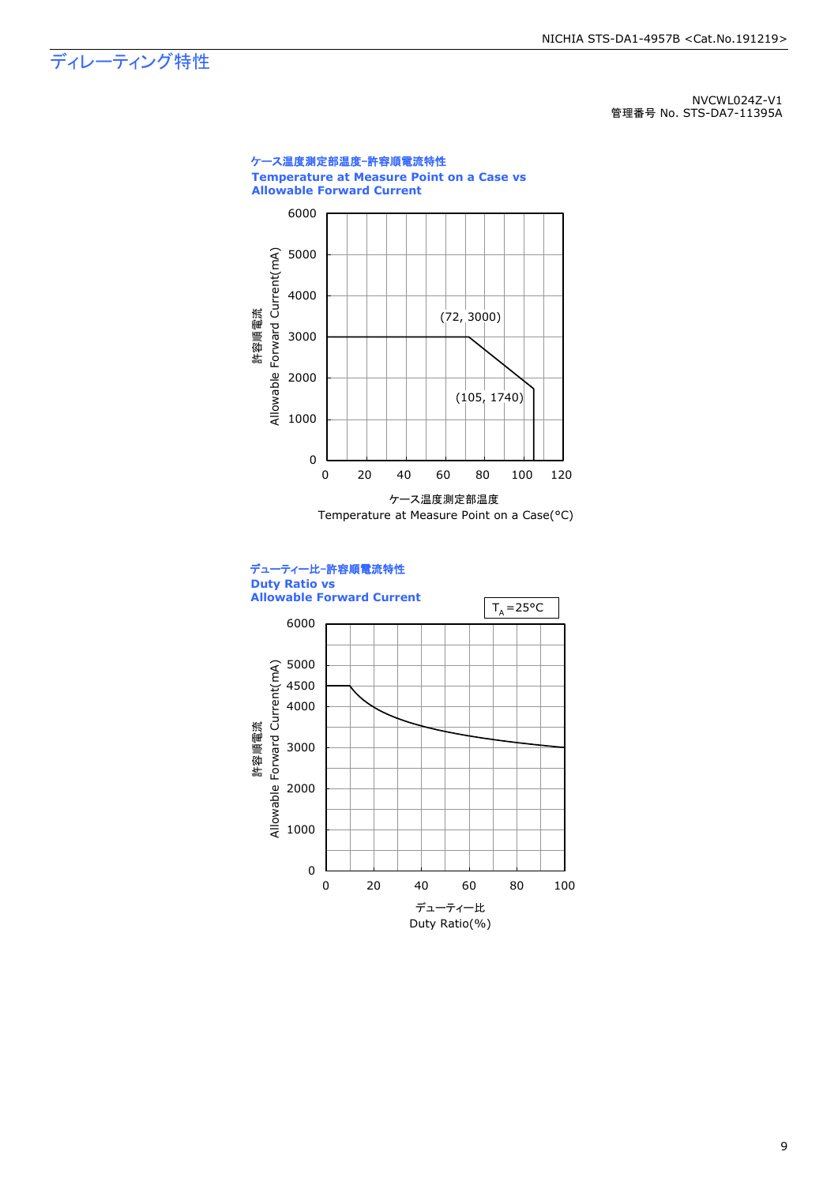# ディレーティング特性

NVCWL024Z-V1
管理番号 No. STS-DA7-11395A

**ケース温度測定部温度-許容順電流特性**
**Temperature at Measure Point on a Case vs Allowable Forward Current**

許容順電流 Allowable Forward Current(mA)

(72, 3000)

(105, 1740)

ケース温度測定部温度
Temperature at Measure Point on a Case(°C)

**デューティー比-許容順電流特性**
**Duty Ratio vs Allowable Forward Current**

$T_A$=25°C

許容順電流 Allowable Forward Current(mA)

デューティー比
Duty Ratio(%)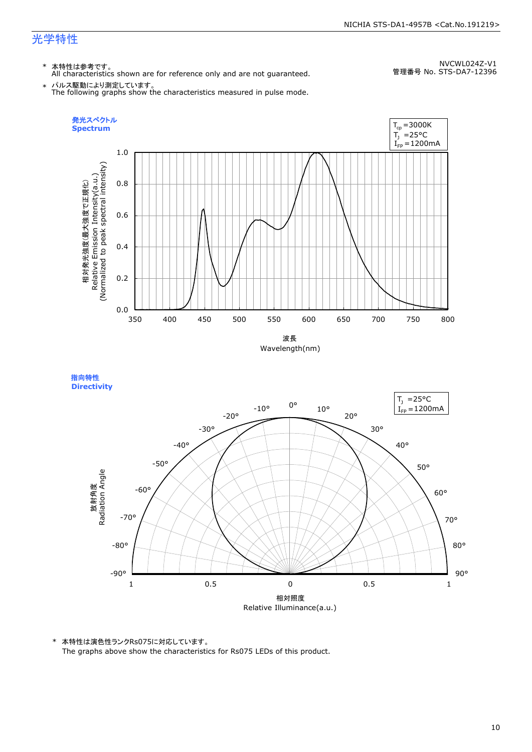## 光学特性

NVCWL024Z-V1
管理番号 No. STS-DA7-12396

\* 本特性は参考です。
All characteristics shown are for reference only and are not guaranteed.

\* パルス駆動により測定しています。
The following graphs show the characteristics measured in pulse mode.

**発光スペクトル**
**Spectrum**

$T_{cp}$ =3000K
$T_J$ =25°C
$I_{FP}$ =1200mA

相対発光強度(最大強度で正規化)
Relative Emission Intensity(a.u.)
(Normalized to peak spectral intensity)

波長
Wavelength(nm)

**指向特性**
**Directivity**

$T_J$ =25°C
$I_{FP}$ =1200mA

放射角度
Radiation Angle

相対照度
Relative Illuminance(a.u.)

\* 本特性は演色性ランクRs075に対応しています。
The graphs above show the characteristics for Rs075 LEDs of this product.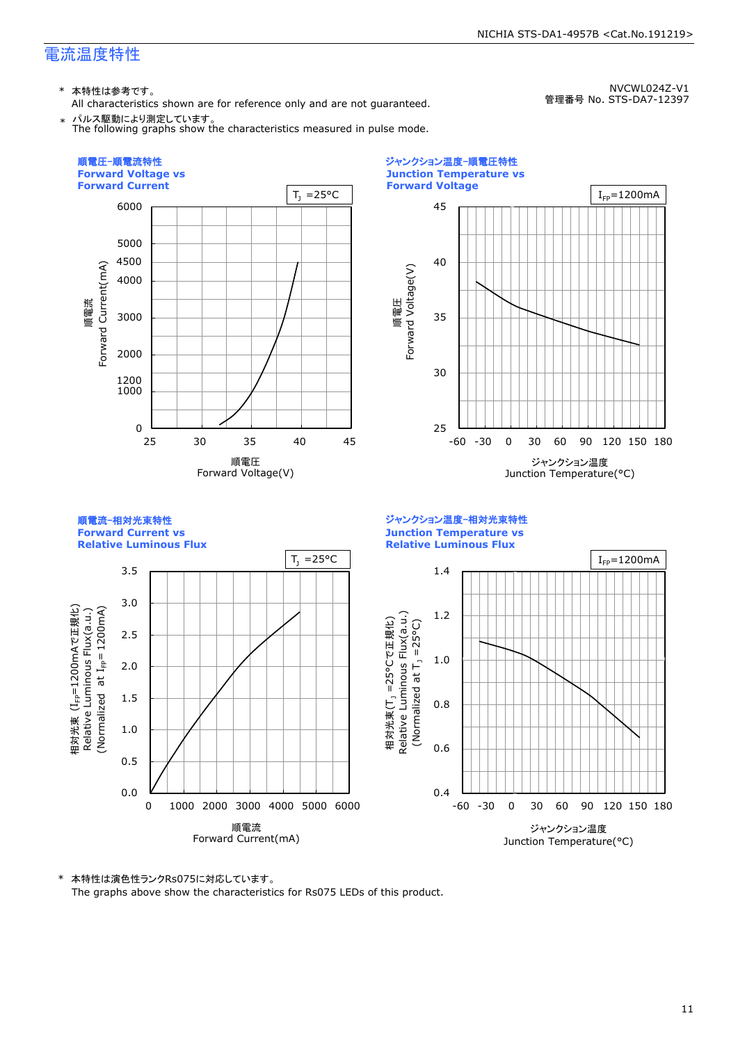## 電流温度特性

NVCWL024Z-V1
管理番号 No. STS-DA7-12397

\* 本特性は参考です。
All characteristics shown are for reference only and are not guaranteed.

\* パルス駆動により測定しています。
The following graphs show the characteristics measured in pulse mode.

### 順電圧-順電流特性 / Forward Voltage vs Forward Current

$T_J$ =25°C

順電流 Forward Current(mA): 0, 1000, 1200, 2000, 3000, 4000, 4500, 5000, 6000

順電圧 Forward Voltage(V): 25, 30, 35, 40, 45

### ジャンクション温度-順電圧特性 / Junction Temperature vs Forward Voltage

$I_{FP}$=1200mA

順電圧 Forward Voltage(V): 25, 30, 35, 40, 45

ジャンクション温度 Junction Temperature(°C): -60, -30, 0, 30, 60, 90, 120, 150, 180

### 順電流-相対光束特性 / Forward Current vs Relative Luminous Flux

$T_J$ =25°C

相対光束 ($I_{FP}$=1200mAで正規化) Relative Luminous Flux(a.u.) (Normalized at $I_{FP}$= 1200mA): 0.0, 0.5, 1.0, 1.5, 2.0, 2.5, 3.0, 3.5

順電流 Forward Current(mA): 0, 1000, 2000, 3000, 4000, 5000, 6000

### ジャンクション温度-相対光束特性 / Junction Temperature vs Relative Luminous Flux

$I_{FP}$=1200mA

相対光束 ($T_J$ =25°Cで正規化) Relative Luminous Flux(a.u.) (Normalized at $T_J$ =25°C): 0.4, 0.6, 0.8, 1.0, 1.2, 1.4

ジャンクション温度 Junction Temperature(°C): -60, -30, 0, 30, 60, 90, 120, 150, 180

\* 本特性は演色性ランクRs075に対応しています。
The graphs above show the characteristics for Rs075 LEDs of this product.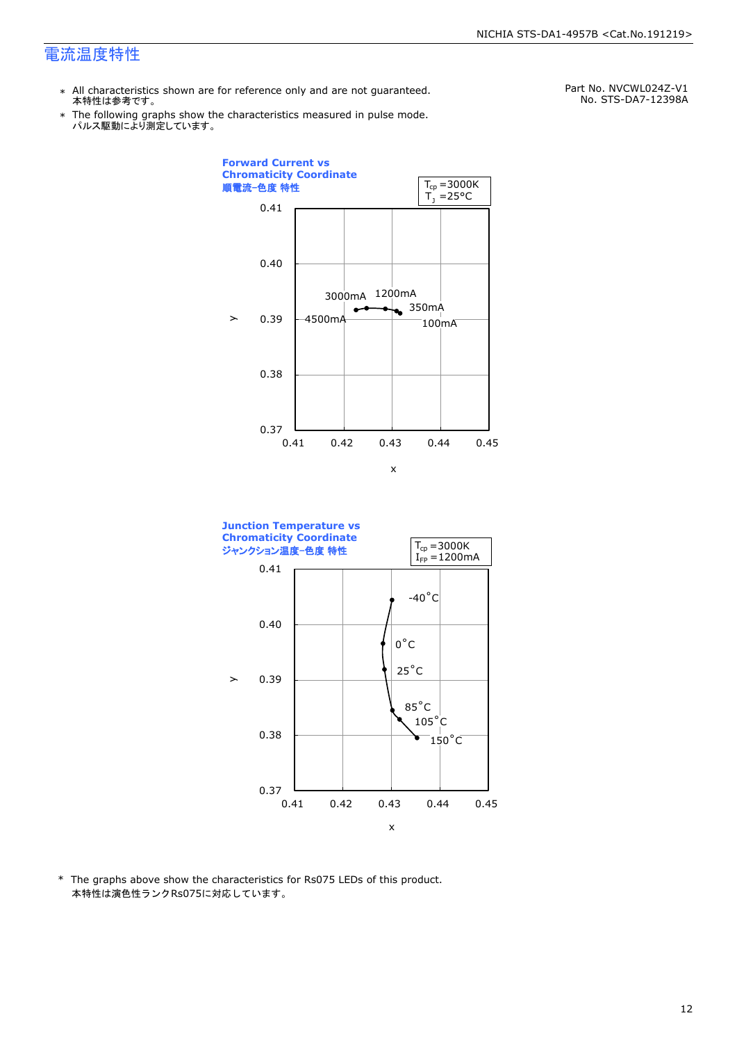# 電流温度特性

Part No. NVCWL024Z-V1
No. STS-DA7-12398A

- ＊ All characteristics shown are for reference only and are not guaranteed.
  本特性は参考です。
- ＊ The following graphs show the characteristics measured in pulse mode.
  パルス駆動により測定しています。

**Forward Current vs Chromaticity Coordinate**
**順電流-色度 特性**

$T_{cp}$ =3000K
$T_J$ =25°C

y axis: 0.37 – 0.41; x axis: 0.41 – 0.45

Labels: 4500mA, 3000mA, 1200mA, 350mA, 100mA

**Junction Temperature vs Chromaticity Coordinate**
**ジャンクション温度-色度 特性**

$T_{cp}$ =3000K
$I_{FP}$ =1200mA

y axis: 0.37 – 0.41; x axis: 0.41 – 0.45

Labels: -40°C, 0°C, 25°C, 85°C, 105°C, 150°C

\* The graphs above show the characteristics for Rs075 LEDs of this product.
本特性は演色性ランクRs075に対応しています。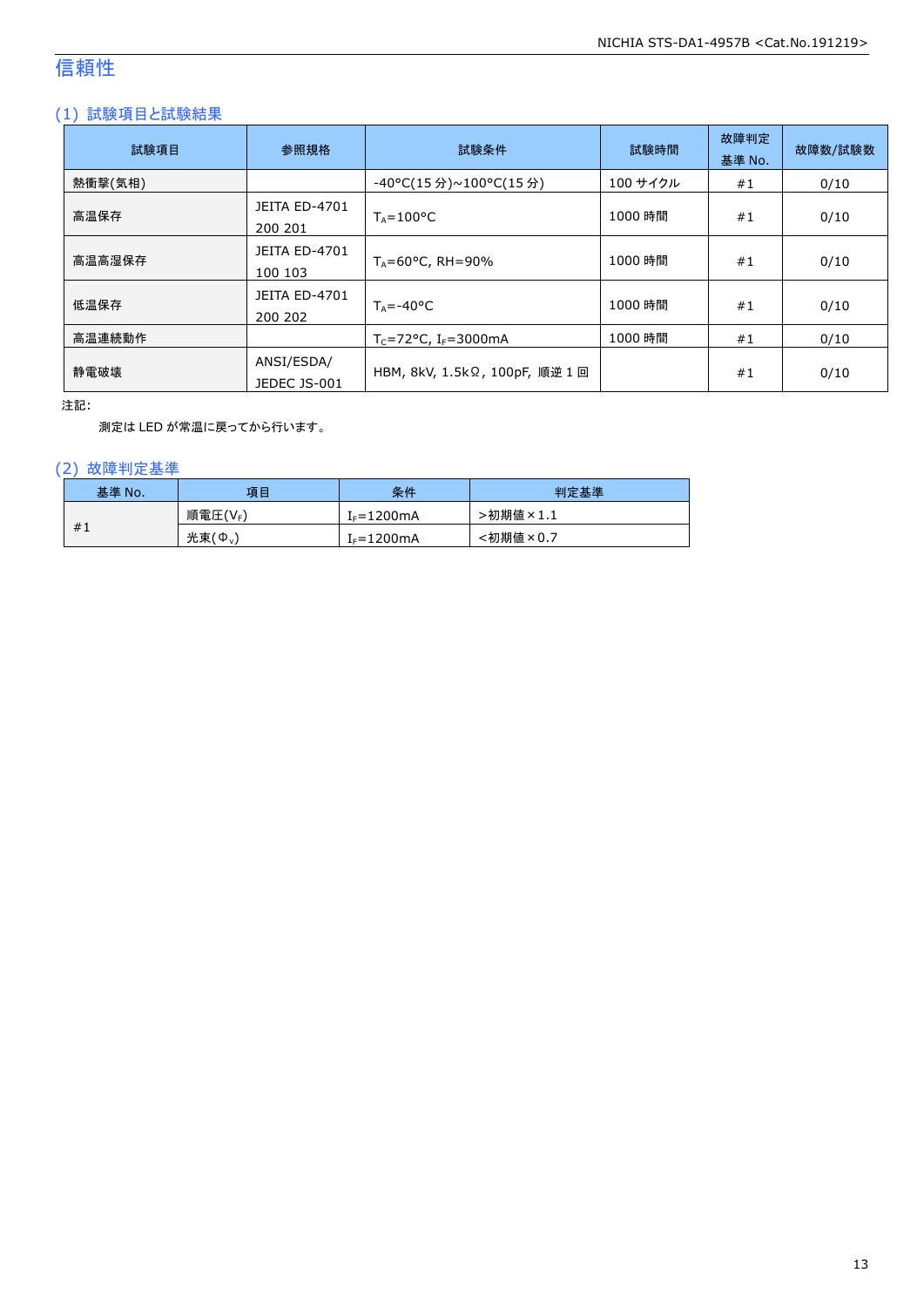# 信頼性

## (1) 試験項目と試験結果

| 試験項目 | 参照規格 | 試験条件 | 試験時間 | 故障判定基準 No. | 故障数/試験数 |
|---|---|---|---|---|---|
| 熱衝撃(気相) | | -40°C(15 分)~100°C(15 分) | 100 サイクル | #1 | 0/10 |
| 高温保存 | JEITA ED-4701 200 201 | $T_A$=100°C | 1000 時間 | #1 | 0/10 |
| 高温高湿保存 | JEITA ED-4701 100 103 | $T_A$=60°C, RH=90% | 1000 時間 | #1 | 0/10 |
| 低温保存 | JEITA ED-4701 200 202 | $T_A$=-40°C | 1000 時間 | #1 | 0/10 |
| 高温連続動作 | | $T_C$=72°C, $I_F$=3000mA | 1000 時間 | #1 | 0/10 |
| 静電破壊 | ANSI/ESDA/ JEDEC JS-001 | HBM, 8kV, 1.5kΩ, 100pF, 順逆 1 回 | | #1 | 0/10 |

注記:

測定は LED が常温に戻ってから行います。

## (2) 故障判定基準

| 基準 No. | 項目 | 条件 | 判定基準 |
|---|---|---|---|
| #1 | 順電圧($V_F$) | $I_F$=1200mA | >初期値×1.1 |
| | 光束($\Phi_V$) | $I_F$=1200mA | <初期値×0.7 |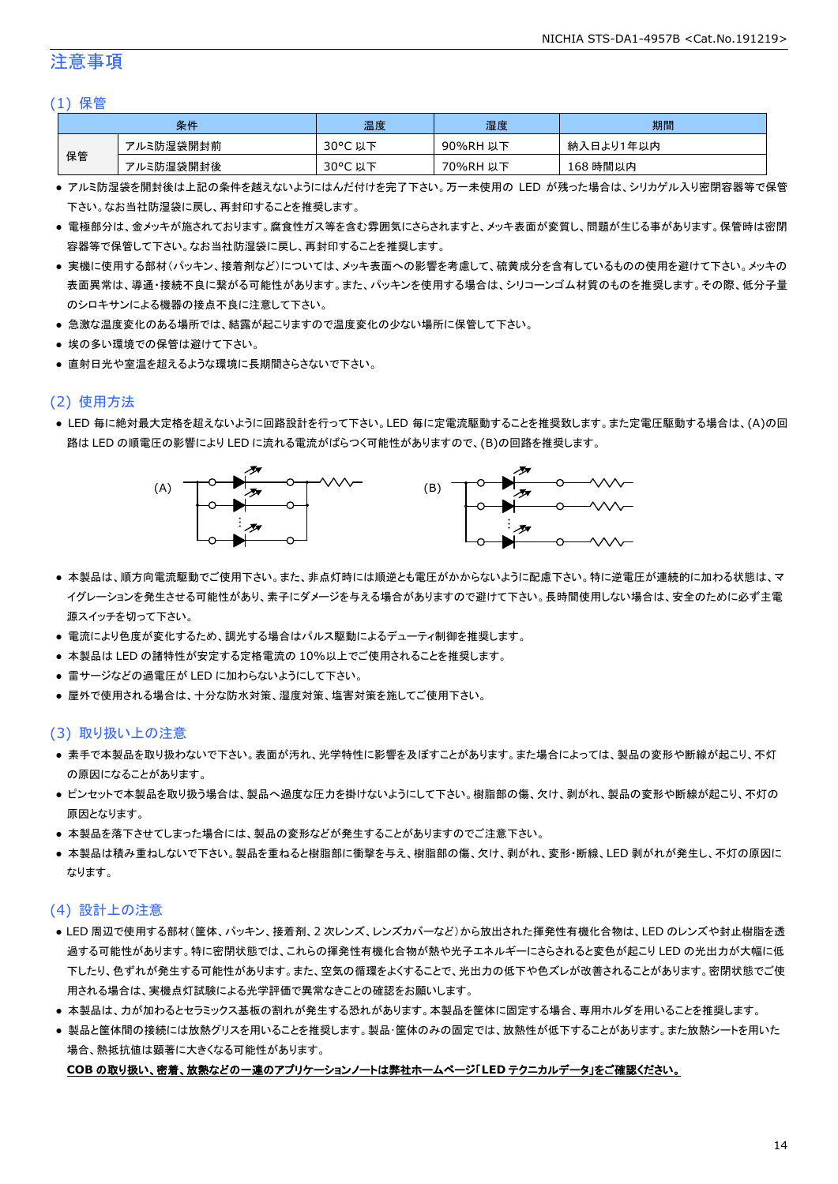# 注意事項

## (1) 保管

| 条件 | | 温度 | 湿度 | 期間 |
|---|---|---|---|---|
| 保管 | アルミ防湿袋開封前 | 30°C 以下 | 90%RH 以下 | 納入日より1年以内 |
| | アルミ防湿袋開封後 | 30°C 以下 | 70%RH 以下 | 168 時間以内 |

- アルミ防湿袋を開封後は上記の条件を越えないようにはんだ付けを完了下さい。万一未使用の LED が残った場合は、シリカゲル入り密閉容器等で保管下さい。なお当社防湿袋に戻し、再封印することを推奨します。
- 電極部分は、金メッキが施されております。腐食性ガス等を含む雰囲気にさらされますと、メッキ表面が変質し、問題が生じる事があります。保管時は密閉容器等で保管して下さい。なお当社防湿袋に戻し、再封印することを推奨します。
- 実機に使用する部材(パッキン、接着剤など)については、メッキ表面への影響を考慮して、硫黄成分を含有しているものの使用を避けて下さい。メッキの表面異常は、導通・接続不良に繋がる可能性があります。また、パッキンを使用する場合は、シリコーンゴム材質のものを推奨します。その際、低分子量のシロキサンによる機器の接点不良に注意して下さい。
- 急激な温度変化のある場所では、結露が起こりますので温度変化の少ない場所に保管して下さい。
- 埃の多い環境での保管は避けて下さい。
- 直射日光や室温を超えるような環境に長期間さらさないで下さい。

## (2) 使用方法

- LED 毎に絶対最大定格を超えないように回路設計を行って下さい。LED 毎に定電流駆動することを推奨致します。また定電圧駆動する場合は、(A)の回路は LED の順電圧の影響により LED に流れる電流がばらつく可能性がありますので、(B)の回路を推奨します。

(A) (B)

- 本製品は、順方向電流駆動でご使用下さい。また、非点灯時には順逆とも電圧がかからないように配慮下さい。特に逆電圧が連続的に加わる状態は、マイグレーションを発生させる可能性があり、素子にダメージを与える場合がありますので避けて下さい。長時間使用しない場合は、安全のために必ず主電源スイッチを切って下さい。
- 電流により色度が変化するため、調光する場合はパルス駆動によるデューティ制御を推奨します。
- 本製品は LED の諸特性が安定する定格電流の 10%以上でご使用されることを推奨します。
- 雷サージなどの過電圧が LED に加わらないようにして下さい。
- 屋外で使用される場合は、十分な防水対策、湿度対策、塩害対策を施してご使用下さい。

## (3) 取り扱い上の注意

- 素手で本製品を取り扱わないで下さい。表面が汚れ、光学特性に影響を及ぼすことがあります。また場合によっては、製品の変形や断線が起こり、不灯の原因になることがあります。
- ピンセットで本製品を取り扱う場合は、製品へ過度な圧力を掛けないようにして下さい。樹脂部の傷、欠け、剥がれ、製品の変形や断線が起こり、不灯の原因となります。
- 本製品を落下させてしまった場合には、製品の変形などが発生することがありますのでご注意下さい。
- 本製品は積み重ねしないで下さい。製品を重ねると樹脂部に衝撃を与え、樹脂部の傷、欠け、剥がれ、変形・断線、LED 剥がれが発生し、不灯の原因になります。

## (4) 設計上の注意

- LED 周辺で使用する部材(筐体、パッキン、接着剤、2 次レンズ、レンズカバーなど)から放出された揮発性有機化合物は、LED のレンズや封止樹脂を透過する可能性があります。特に密閉状態では、これらの揮発性有機化合物が熱や光子エネルギーにさらされると変色が起こり LED の光出力が大幅に低下したり、色ずれが発生する可能性があります。また、空気の循環をよくすることで、光出力の低下や色ズレが改善されることがあります。密閉状態でご使用される場合は、実機点灯試験による光学評価で異常なきことの確認をお願いします。
- 本製品は、力が加わるとセラミックス基板の割れが発生する恐れがあります。本製品を筐体に固定する場合、専用ホルダを用いることを推奨します。
- 製品と筐体間の接続には放熱グリスを用いることを推奨します。製品・筐体のみの固定では、放熱性が低下することがあります。また放熱シートを用いた場合、熱抵抗値は顕著に大きくなる可能性があります。

**COB の取り扱い、密着、放熱などの一連のアプリケーションノートは弊社ホームページ「LED テクニカルデータ」をご確認ください。**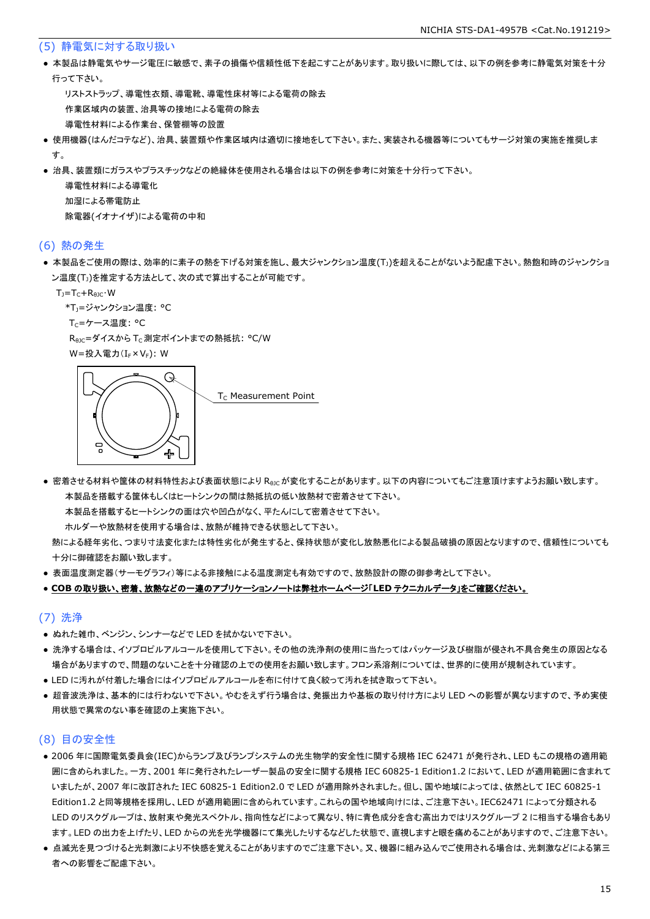## (5) 静電気に対する取り扱い

- 本製品は静電気やサージ電圧に敏感で、素子の損傷や信頼性低下を起こすことがあります。取り扱いに際しては、以下の例を参考に静電気対策を十分行って下さい。
  - リストストラップ、導電性衣類、導電靴、導電性床材等による電荷の除去
  - 作業区域内の装置、治具等の接地による電荷の除去
  - 導電性材料による作業台、保管棚等の設置
- 使用機器(はんだコテなど)、治具、装置類や作業区域内は適切に接地をして下さい。また、実装される機器等についてもサージ対策の実施を推奨します。
- 治具、装置類にガラスやプラスチックなどの絶縁体を使用される場合は以下の例を参考に対策を十分行って下さい。
  - 導電性材料による導電化
  - 加湿による帯電防止
  - 除電器(イオナイザ)による電荷の中和

## (6) 熱の発生

- 本製品をご使用の際は、効率的に素子の熱を下げる対策を施し、最大ジャンクション温度($T_J$)を超えることがないよう配慮下さい。熱飽和時のジャンクション温度($T_J$)を推定する方法として、次の式で算出することが可能です。

  $T_J=T_C+R_{\theta JC}\cdot W$

  *$T_J$=ジャンクション温度: °C
  $T_C$=ケース温度: °C
  $R_{\theta JC}$=ダイスから $T_C$ 測定ポイントまでの熱抵抗: °C/W
  W=投入電力($I_F \times V_F$): W

  $T_C$ Measurement Point

- 密着させる材料や筐体の材料特性および表面状態により $R_{\theta JC}$ が変化することがあります。以下の内容についてもご注意頂けますようお願い致します。
  - 本製品を搭載する筐体もしくはヒートシンクの間は熱抵抗の低い放熱材で密着させて下さい。
  - 本製品を搭載するヒートシンクの面は穴や凹凸がなく、平たんにして密着させて下さい。
  - ホルダーや放熱材を使用する場合は、放熱が維持できる状態として下さい。

  熱による経年劣化、つまり寸法変化または特性劣化が発生すると、保持状態が変化し放熱悪化による製品破損の原因となりますので、信頼性についても十分に御確認をお願い致します。
- 表面温度測定器(サーモグラフィ)等による非接触による温度測定も有効ですので、放熱設計の際の御参考として下さい。
- **COB の取り扱い、密着、放熱などの一連のアプリケーションノートは弊社ホームページ「LED テクニカルデータ」をご確認ください。**

## (7) 洗浄

- ぬれた雑巾、ベンジン、シンナーなどで LED を拭かないで下さい。
- 洗浄する場合は、イソプロピルアルコールを使用して下さい。その他の洗浄剤の使用に当たってはパッケージ及び樹脂が侵され不具合発生の原因となる場合がありますので、問題のないことを十分確認の上での使用をお願い致します。フロン系溶剤については、世界的に使用が規制されています。
- LED に汚れが付着した場合にはイソプロピルアルコールを布に付けて良く絞って汚れを拭き取って下さい。
- 超音波洗浄は、基本的には行わないで下さい。やむをえず行う場合は、発振出力や基板の取り付け方により LED への影響が異なりますので、予め実使用状態で異常のない事を確認の上実施下さい。

## (8) 目の安全性

- 2006 年に国際電気委員会(IEC)からランプ及びランプシステムの光生物学的安全性に関する規格 IEC 62471 が発行され、LED もこの規格の適用範囲に含められました。一方、2001 年に発行されたレーザー製品の安全に関する規格 IEC 60825-1 Edition1.2 において、LED が適用範囲に含まれていましたが、2007 年に改訂された IEC 60825-1 Edition2.0 で LED が適用除外されました。但し、国や地域によっては、依然として IEC 60825-1 Edition1.2 と同等規格を採用し、LED が適用範囲に含められています。これらの国や地域向けには、ご注意下さい。IEC62471 によって分類される LED のリスクグループは、放射束や発光スペクトル、指向性などによって異なり、特に青色成分を含む高出力ではリスクグループ 2 に相当する場合もあります。LED の出力を上げたり、LED からの光を光学機器にて集光したりするなどした状態で、直視しますと眼を痛めることがありますので、ご注意下さい。
- 点滅光を見つづけると光刺激により不快感を覚えることがありますのでご注意下さい。又、機器に組み込んでご使用される場合は、光刺激などによる第三者への影響をご配慮下さい。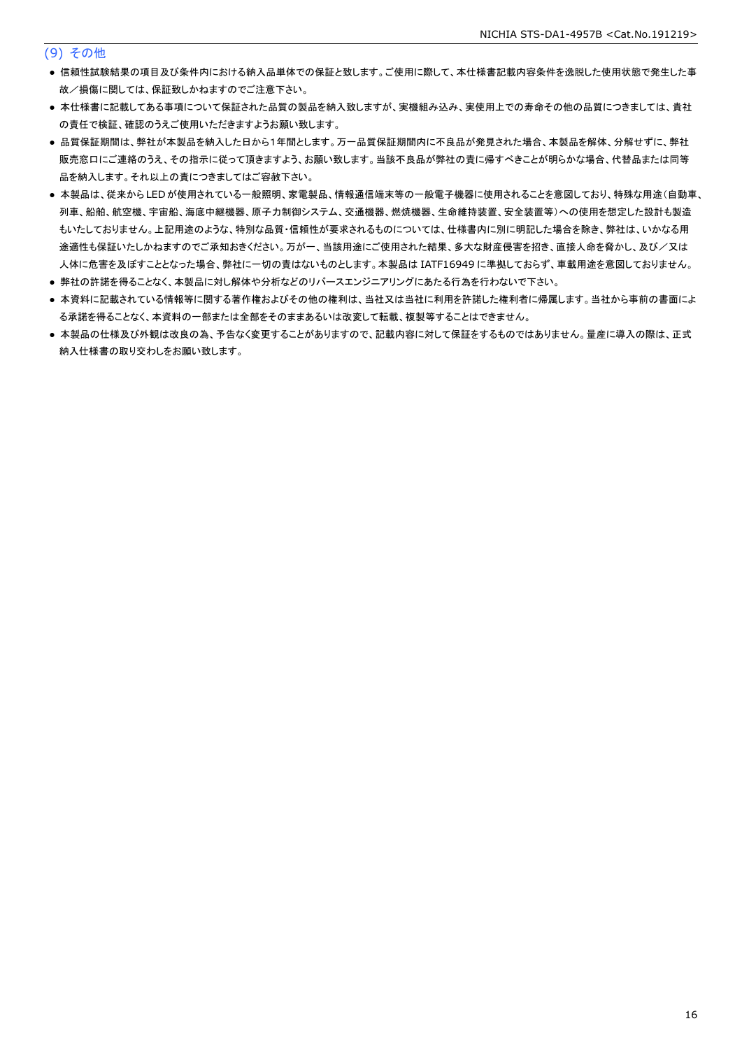## (9) その他

- 信頼性試験結果の項目及び条件内における納入品単体での保証と致します。ご使用に際して、本仕様書記載内容条件を逸脱した使用状態で発生した事故／損傷に関しては、保証致しかねますのでご注意下さい。
- 本仕様書に記載してある事項について保証された品質の製品を納入致しますが、実機組み込み、実使用上での寿命その他の品質につきましては、貴社の責任で検証、確認のうえご使用いただきますようお願い致します。
- 品質保証期間は、弊社が本製品を納入した日から1年間とします。万一品質保証期間内に不良品が発見された場合、本製品を解体、分解せずに、弊社販売窓口にご連絡のうえ、その指示に従って頂きますよう、お願い致します。当該不良品が弊社の責に帰すべきことが明らかな場合、代替品または同等品を納入します。それ以上の責につきましてはご容赦下さい。
- 本製品は、従来からLEDが使用されている一般照明、家電製品、情報通信端末等の一般電子機器に使用されることを意図しており、特殊な用途（自動車、列車、船舶、航空機、宇宙船、海底中継機器、原子力制御システム、交通機器、燃焼機器、生命維持装置、安全装置等）への使用を想定した設計も製造もいたしておりません。上記用途のような、特別な品質・信頼性が要求されるものについては、仕様書内に別に明記した場合を除き、弊社は、いかなる用途適性も保証いたしかねますのでご承知おきください。万が一、当該用途にご使用された結果、多大な財産侵害を招き、直接人命を脅かし、及び／又は人体に危害を及ぼすこととなった場合、弊社に一切の責はないものとします。本製品は IATF16949 に準拠しておらず、車載用途を意図しておりません。
- 弊社の許諾を得ることなく、本製品に対し解体や分析などのリバースエンジニアリングにあたる行為を行わないで下さい。
- 本資料に記載されている情報等に関する著作権およびその他の権利は、当社又は当社に利用を許諾した権利者に帰属します。当社から事前の書面による承諾を得ることなく、本資料の一部または全部をそのままあるいは改変して転載、複製等することはできません。
- 本製品の仕様及び外観は改良の為、予告なく変更することがありますので、記載内容に対して保証をするものではありません。量産に導入の際は、正式納入仕様書の取り交わしをお願い致します。